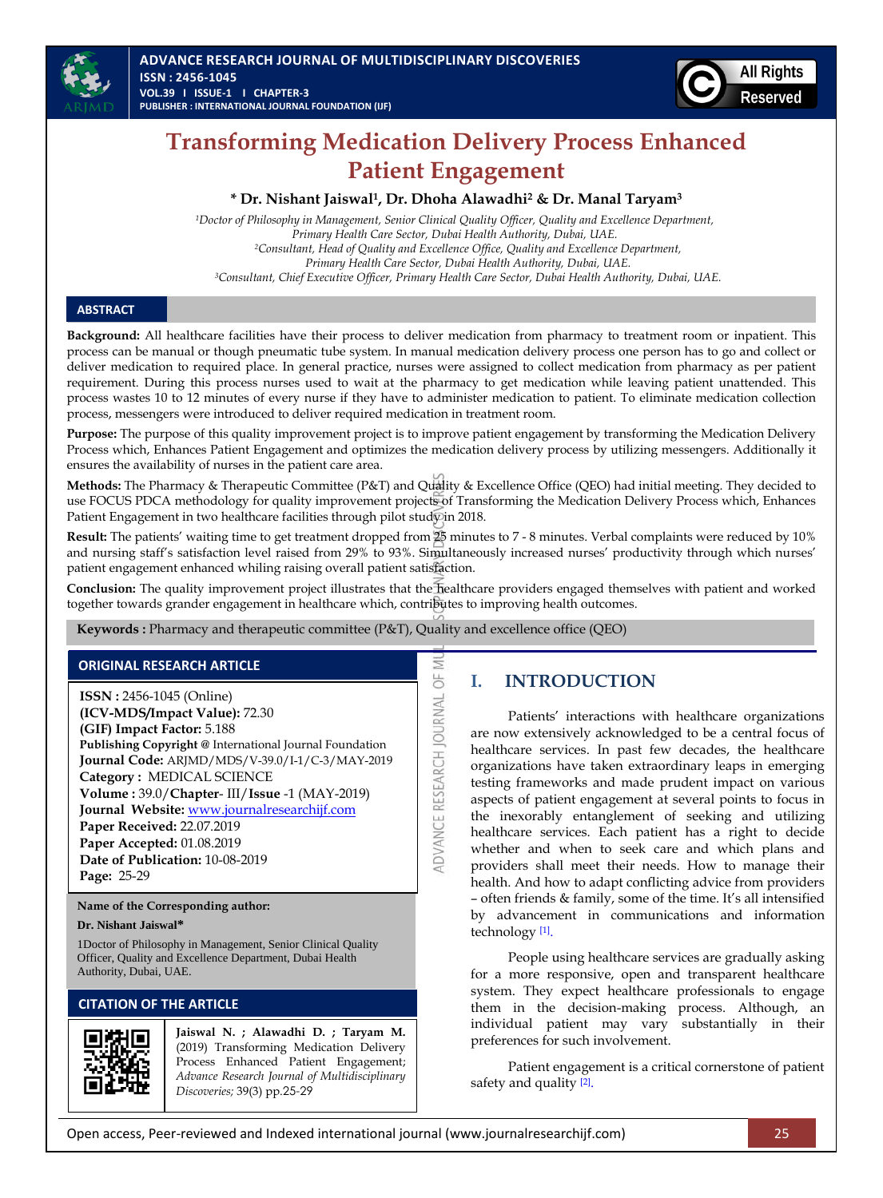# Transforming Medication Delivery Process Enhanced Patient Engagement

**\* Dr. Nishant Jaiswal[1], Dr. Dhoha Alawadhi[2] & Dr. Manal Taryam[3]**

*[1]Doctor of Philosophy in Management, Senior Clinical Quality Officer, Quality and Excellence Department, Primary Health Care Sector, Dubai Health Authority, Dubai, UAE.*
*[2]Consultant, Head of Quality and Excellence Office, Quality and Excellence Department, Primary Health Care Sector, Dubai Health Authority, Dubai, UAE.*
*[3]Consultant, Chief Executive Officer, Primary Health Care Sector, Dubai Health Authority, Dubai, UAE.*

## ABSTRACT

**Background:** All healthcare facilities have their process to deliver medication from pharmacy to treatment room or inpatient. This process can be manual or though pneumatic tube system. In manual medication delivery process one person has to go and collect or deliver medication to required place. In general practice, nurses were assigned to collect medication from pharmacy as per patient requirement. During this process nurses used to wait at the pharmacy to get medication while leaving patient unattended. This process wastes 10 to 12 minutes of every nurse if they have to administer medication to patient. To eliminate medication collection process, messengers were introduced to deliver required medication in treatment room.

**Purpose:** The purpose of this quality improvement project is to improve patient engagement by transforming the Medication Delivery Process which, Enhances Patient Engagement and optimizes the medication delivery process by utilizing messengers. Additionally it ensures the availability of nurses in the patient care area.

**Methods:** The Pharmacy & Therapeutic Committee (P&T) and Quality & Excellence Office (QEO) had initial meeting. They decided to use FOCUS PDCA methodology for quality improvement projects of Transforming the Medication Delivery Process which, Enhances Patient Engagement in two healthcare facilities through pilot study in 2018.

**Result:** The patients' waiting time to get treatment dropped from 25 minutes to 7 - 8 minutes. Verbal complaints were reduced by 10% and nursing staff's satisfaction level raised from 29% to 93%. Simultaneously increased nurses' productivity through which nurses' patient engagement enhanced whiling raising overall patient satisfaction.

**Conclusion:** The quality improvement project illustrates that the healthcare providers engaged themselves with patient and worked together towards grander engagement in healthcare which, contributes to improving health outcomes.

**Keywords :** Pharmacy and therapeutic committee (P&T), Quality and excellence office (QEO)

### ORIGINAL RESEARCH ARTICLE

**ISSN :** 2456-1045 (Online)
**(ICV-MDS/Impact Value):** 72.30
**(GIF) Impact Factor:** 5.188
**Publishing Copyright @** International Journal Foundation
**Journal Code:** ARJMD/MDS/V-39.0/I-1/C-3/MAY-2019
**Category :** MEDICAL SCIENCE
**Volume :** 39.0/**Chapter**- III/**Issue** -1 (MAY-2019)
**Journal Website:** www.journalresearchijf.com
**Paper Received:** 22.07.2019
**Paper Accepted:** 01.08.2019
**Date of Publication:** 10-08-2019
**Page:** 25-29

**Name of the Corresponding author:**

**Dr. Nishant Jaiswal\***

1Doctor of Philosophy in Management, Senior Clinical Quality Officer, Quality and Excellence Department, Dubai Health Authority, Dubai, UAE.

### CITATION OF THE ARTICLE

**Jaiswal N. ; Alawadhi D. ; Taryam M.** (2019) Transforming Medication Delivery Process Enhanced Patient Engagement; *Advance Research Journal of Multidisciplinary Discoveries;* 39(3) pp.25-29

## I. INTRODUCTION

Patients' interactions with healthcare organizations are now extensively acknowledged to be a central focus of healthcare services. In past few decades, the healthcare organizations have taken extraordinary leaps in emerging testing frameworks and made prudent impact on various aspects of patient engagement at several points to focus in the inexorably entanglement of seeking and utilizing healthcare services. Each patient has a right to decide whether and when to seek care and which plans and providers shall meet their needs. How to manage their health. And how to adapt conflicting advice from providers – often friends & family, some of the time. It's all intensified by advancement in communications and information technology [1].

People using healthcare services are gradually asking for a more responsive, open and transparent healthcare system. They expect healthcare professionals to engage them in the decision-making process. Although, an individual patient may vary substantially in their preferences for such involvement.

Patient engagement is a critical cornerstone of patient safety and quality [2].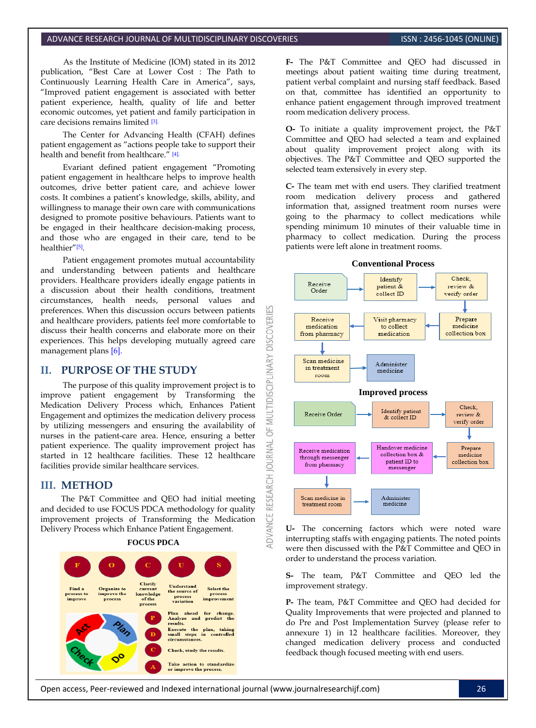As the Institute of Medicine (IOM) stated in its 2012 publication, "Best Care at Lower Cost : The Path to Continuously Learning Health Care in America", says, "Improved patient engagement is associated with better patient experience, health, quality of life and better economic outcomes, yet patient and family participation in care decisions remains limited [3].

The Center for Advancing Health (CFAH) defines patient engagement as "actions people take to support their health and benefit from healthcare." [4].

Evariant defined patient engagement "Promoting patient engagement in healthcare helps to improve health outcomes, drive better patient care, and achieve lower costs. It combines a patient's knowledge, skills, ability, and willingness to manage their own care with communications designed to promote positive behaviours. Patients want to be engaged in their healthcare decision-making process, and those who are engaged in their care, tend to be healthier"[5].

Patient engagement promotes mutual accountability and understanding between patients and healthcare providers. Healthcare providers ideally engage patients in a discussion about their health conditions, treatment circumstances, health needs, personal values and preferences. When this discussion occurs between patients and healthcare providers, patients feel more comfortable to discuss their health concerns and elaborate more on their experiences. This helps developing mutually agreed care management plans [6].

## II. PURPOSE OF THE STUDY

The purpose of this quality improvement project is to improve patient engagement by Transforming the Medication Delivery Process which, Enhances Patient Engagement and optimizes the medication delivery process by utilizing messengers and ensuring the availability of nurses in the patient-care area. Hence, ensuring a better patient experience. The quality improvement project has started in 12 healthcare facilities. These 12 healthcare facilities provide similar healthcare services.

## III. METHOD

The P&T Committee and QEO had initial meeting and decided to use FOCUS PDCA methodology for quality improvement projects of Transforming the Medication Delivery Process which Enhance Patient Engagement.

**FOCUS PDCA**

- **F** – Find a process to improve
- **O** – Organize to improve the process
- **C** – Clarify current knowledge of the process
- **U** – Understand the source of process variation
- **S** – Select the process improvement
- **P** – Plan ahead for change. Analyze and predict the results.
- **D** – Execute the plan, taking small steps in controlled circumstances.
- **C** – Check, study the results.
- **A** – Take action to standardize or improve the process.

**F-** The P&T Committee and QEO had discussed in meetings about patient waiting time during treatment, patient verbal complaint and nursing staff feedback. Based on that, committee has identified an opportunity to enhance patient engagement through improved treatment room medication delivery process.

**O-** To initiate a quality improvement project, the P&T Committee and QEO had selected a team and explained about quality improvement project along with its objectives. The P&T Committee and QEO supported the selected team extensively in every step.

**C-** The team met with end users. They clarified treatment room medication delivery process and gathered information that, assigned treatment room nurses were going to the pharmacy to collect medications while spending minimum 10 minutes of their valuable time in pharmacy to collect medication. During the process patients were left alone in treatment rooms.

**Conventional Process**

Receive Order → Identify patient & collect ID → Check, review & verify order → Prepare medicine collection box → Visit pharmacy to collect medication → Receive medication from pharmacy → Scan medicine in treatment room → Administer medicine

**Improved process**

Receive Order → Identify patient & collect ID → Check, review & verify order → Prepare medicine collection box → Handover medicine collection box & patient ID to messenger → Receive medication through messenger from pharmacy → Scan medicine in treatment room → Administer medicine

**U-** The concerning factors which were noted ware interrupting staffs with engaging patients. The noted points were then discussed with the P&T Committee and QEO in order to understand the process variation.

**S-** The team, P&T Committee and QEO led the improvement strategy.

**P-** The team, P&T Committee and QEO had decided for Quality Improvements that were projected and planned to do Pre and Post Implementation Survey (please refer to annexure 1) in 12 healthcare facilities. Moreover, they changed medication delivery process and conducted feedback though focused meeting with end users.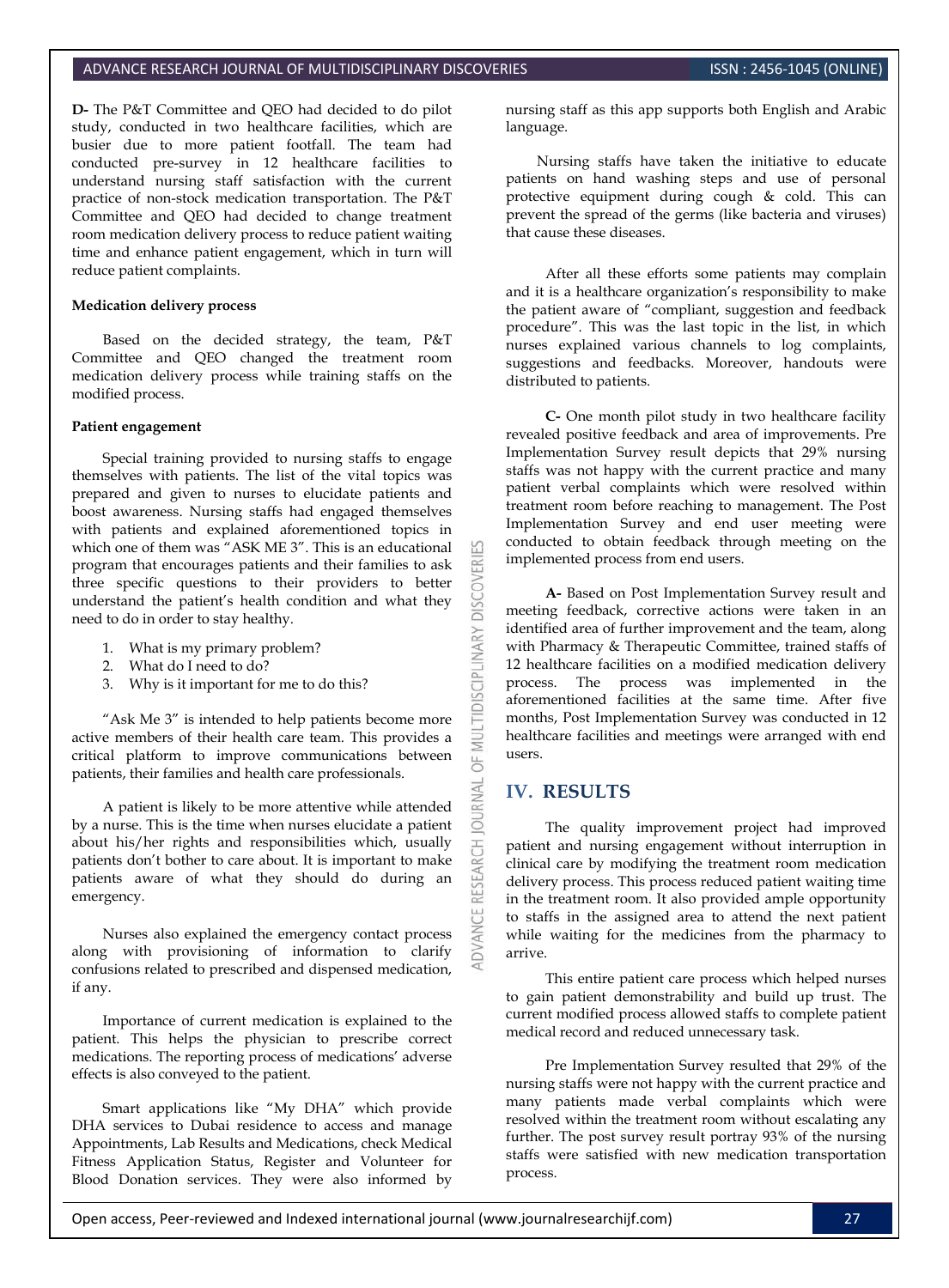**D-** The P&T Committee and QEO had decided to do pilot study, conducted in two healthcare facilities, which are busier due to more patient footfall. The team had conducted pre-survey in 12 healthcare facilities to understand nursing staff satisfaction with the current practice of non-stock medication transportation. The P&T Committee and QEO had decided to change treatment room medication delivery process to reduce patient waiting time and enhance patient engagement, which in turn will reduce patient complaints.

**Medication delivery process**

Based on the decided strategy, the team, P&T Committee and QEO changed the treatment room medication delivery process while training staffs on the modified process.

**Patient engagement**

Special training provided to nursing staffs to engage themselves with patients. The list of the vital topics was prepared and given to nurses to elucidate patients and boost awareness. Nursing staffs had engaged themselves with patients and explained aforementioned topics in which one of them was "ASK ME 3". This is an educational program that encourages patients and their families to ask three specific questions to their providers to better understand the patient's health condition and what they need to do in order to stay healthy.

1. What is my primary problem?
2. What do I need to do?
3. Why is it important for me to do this?

"Ask Me 3" is intended to help patients become more active members of their health care team. This provides a critical platform to improve communications between patients, their families and health care professionals.

A patient is likely to be more attentive while attended by a nurse. This is the time when nurses elucidate a patient about his/her rights and responsibilities which, usually patients don't bother to care about. It is important to make patients aware of what they should do during an emergency.

Nurses also explained the emergency contact process along with provisioning of information to clarify confusions related to prescribed and dispensed medication, if any.

Importance of current medication is explained to the patient. This helps the physician to prescribe correct medications. The reporting process of medications' adverse effects is also conveyed to the patient.

Smart applications like "My DHA" which provide DHA services to Dubai residence to access and manage Appointments, Lab Results and Medications, check Medical Fitness Application Status, Register and Volunteer for Blood Donation services. They were also informed by nursing staff as this app supports both English and Arabic language.

Nursing staffs have taken the initiative to educate patients on hand washing steps and use of personal protective equipment during cough & cold. This can prevent the spread of the germs (like bacteria and viruses) that cause these diseases.

After all these efforts some patients may complain and it is a healthcare organization's responsibility to make the patient aware of "compliant, suggestion and feedback procedure". This was the last topic in the list, in which nurses explained various channels to log complaints, suggestions and feedbacks. Moreover, handouts were distributed to patients.

**C-** One month pilot study in two healthcare facility revealed positive feedback and area of improvements. Pre Implementation Survey result depicts that 29% nursing staffs was not happy with the current practice and many patient verbal complaints which were resolved within treatment room before reaching to management. The Post Implementation Survey and end user meeting were conducted to obtain feedback through meeting on the implemented process from end users.

**A-** Based on Post Implementation Survey result and meeting feedback, corrective actions were taken in an identified area of further improvement and the team, along with Pharmacy & Therapeutic Committee, trained staffs of 12 healthcare facilities on a modified medication delivery process. The process was implemented in the aforementioned facilities at the same time. After five months, Post Implementation Survey was conducted in 12 healthcare facilities and meetings were arranged with end users.

## IV. RESULTS

The quality improvement project had improved patient and nursing engagement without interruption in clinical care by modifying the treatment room medication delivery process. This process reduced patient waiting time in the treatment room. It also provided ample opportunity to staffs in the assigned area to attend the next patient while waiting for the medicines from the pharmacy to arrive.

This entire patient care process which helped nurses to gain patient demonstrability and build up trust. The current modified process allowed staffs to complete patient medical record and reduced unnecessary task.

Pre Implementation Survey resulted that 29% of the nursing staffs were not happy with the current practice and many patients made verbal complaints which were resolved within the treatment room without escalating any further. The post survey result portray 93% of the nursing staffs were satisfied with new medication transportation process.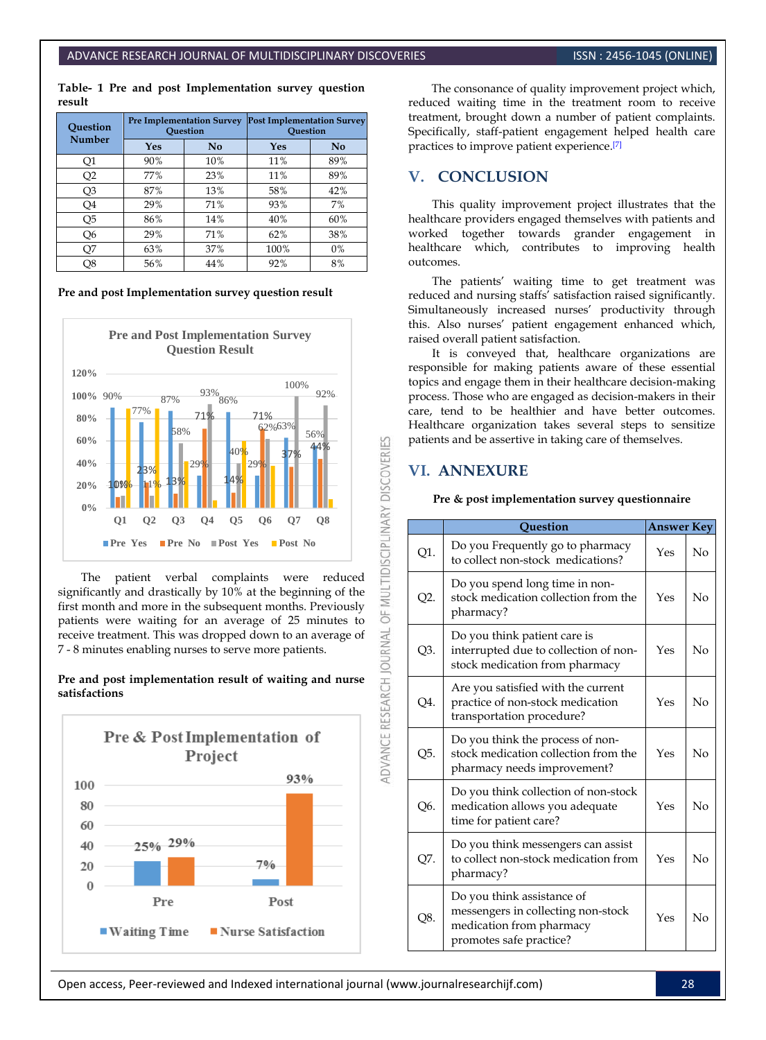**Table- 1 Pre and post Implementation survey question result**

| Question Number | Pre Implementation Survey Question | | Post Implementation Survey Question | |
|---|---|---|---|---|
| | Yes | No | Yes | No |
| Q1 | 90% | 10% | 11% | 89% |
| Q2 | 77% | 23% | 11% | 89% |
| Q3 | 87% | 13% | 58% | 42% |
| Q4 | 29% | 71% | 93% | 7% |
| Q5 | 86% | 14% | 40% | 60% |
| Q6 | 29% | 71% | 62% | 38% |
| Q7 | 63% | 37% | 100% | 0% |
| Q8 | 56% | 44% | 92% | 8% |

**Pre and post Implementation survey question result**

The patient verbal complaints were reduced significantly and drastically by 10% at the beginning of the first month and more in the subsequent months. Previously patients were waiting for an average of 25 minutes to receive treatment. This was dropped down to an average of 7 - 8 minutes enabling nurses to serve more patients.

**Pre and post implementation result of waiting and nurse satisfactions**

The consonance of quality improvement project which, reduced waiting time in the treatment room to receive treatment, brought down a number of patient complaints. Specifically, staff-patient engagement helped health care practices to improve patient experience.[7]

## V. CONCLUSION

This quality improvement project illustrates that the healthcare providers engaged themselves with patients and worked together towards grander engagement in healthcare which, contributes to improving health outcomes.

The patients' waiting time to get treatment was reduced and nursing staffs' satisfaction raised significantly. Simultaneously increased nurses' productivity through this. Also nurses' patient engagement enhanced which, raised overall patient satisfaction.

It is conveyed that, healthcare organizations are responsible for making patients aware of these essential topics and engage them in their healthcare decision-making process. Those who are engaged as decision-makers in their care, tend to be healthier and have better outcomes. Healthcare organization takes several steps to sensitize patients and be assertive in taking care of themselves.

## VI. ANNEXURE

**Pre & post implementation survey questionnaire**

| | Question | Answer Key | |
|---|---|---|---|
| Q1. | Do you Frequently go to pharmacy to collect non-stock medications? | Yes | No |
| Q2. | Do you spend long time in non-stock medication collection from the pharmacy? | Yes | No |
| Q3. | Do you think patient care is interrupted due to collection of non-stock medication from pharmacy | Yes | No |
| Q4. | Are you satisfied with the current practice of non-stock medication transportation procedure? | Yes | No |
| Q5. | Do you think the process of non-stock medication collection from the pharmacy needs improvement? | Yes | No |
| Q6. | Do you think collection of non-stock medication allows you adequate time for patient care? | Yes | No |
| Q7. | Do you think messengers can assist to collect non-stock medication from pharmacy? | Yes | No |
| Q8. | Do you think assistance of messengers in collecting non-stock medication from pharmacy promotes safe practice? | Yes | No |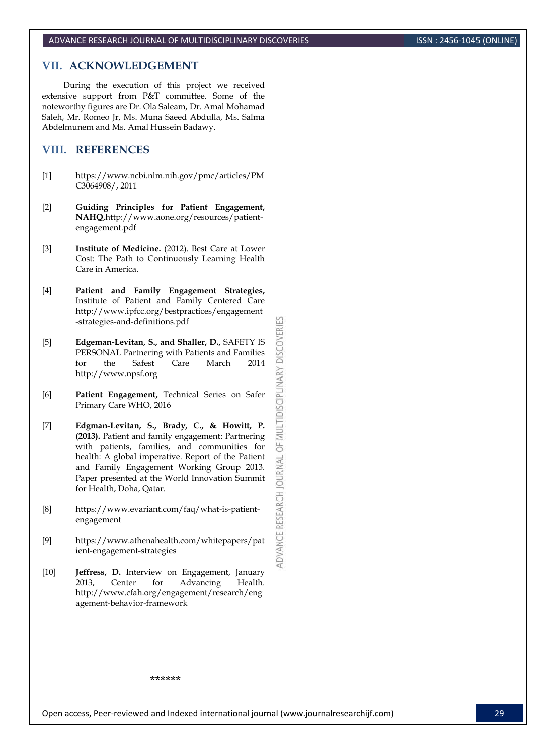## VII. ACKNOWLEDGEMENT

During the execution of this project we received extensive support from P&T committee. Some of the noteworthy figures are Dr. Ola Saleam, Dr. Amal Mohamad Saleh, Mr. Romeo Jr, Ms. Muna Saeed Abdulla, Ms. Salma Abdelmunem and Ms. Amal Hussein Badawy.

## VIII. REFERENCES

[1] https://www.ncbi.nlm.nih.gov/pmc/articles/PMC3064908/, 2011

[2] **Guiding Principles for Patient Engagement, NAHQ,**http://www.aone.org/resources/patient-engagement.pdf

[3] **Institute of Medicine.** (2012). Best Care at Lower Cost: The Path to Continuously Learning Health Care in America.

[4] **Patient and Family Engagement Strategies,** Institute of Patient and Family Centered Care http://www.ipfcc.org/bestpractices/engagement-strategies-and-definitions.pdf

[5] **Edgeman-Levitan, S., and Shaller, D.,** SAFETY IS PERSONAL Partnering with Patients and Families for the Safest Care March 2014 http://www.npsf.org

[6] **Patient Engagement,** Technical Series on Safer Primary Care WHO, 2016

[7] **Edgman-Levitan, S., Brady, C., & Howitt, P. (2013).** Patient and family engagement: Partnering with patients, families, and communities for health: A global imperative. Report of the Patient and Family Engagement Working Group 2013. Paper presented at the World Innovation Summit for Health, Doha, Qatar.

[8] https://www.evariant.com/faq/what-is-patient-engagement

[9] https://www.athenahealth.com/whitepapers/patient-engagement-strategies

[10] **Jeffress, D.** Interview on Engagement, January 2013, Center for Advancing Health. http://www.cfah.org/engagement/research/engagement-behavior-framework

******